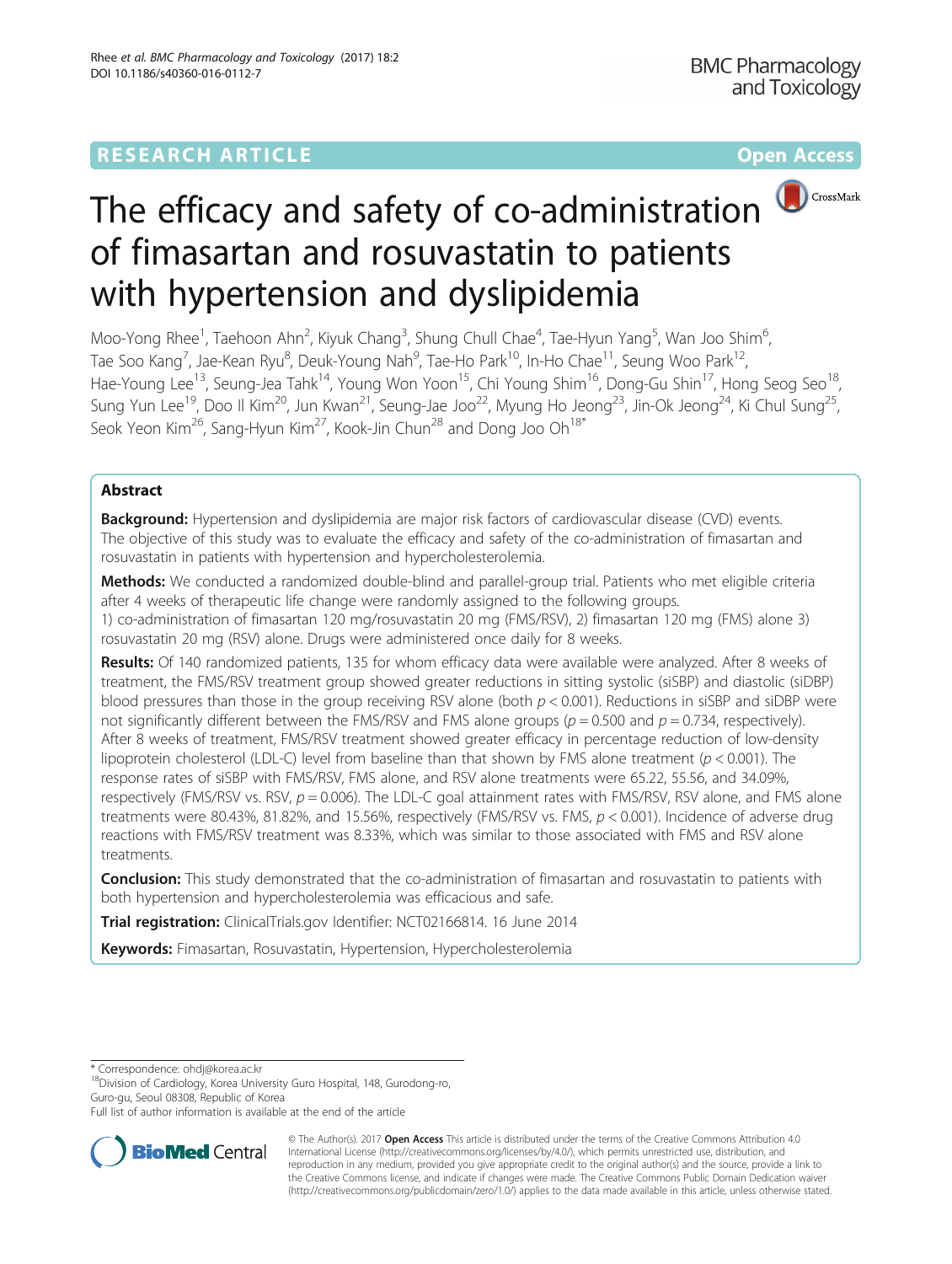RESEARCH ARTICLE

Open Access

# The efficacy and safety of co-administration of fimasartan and rosuvastatin to patients with hypertension and dyslipidemia

Moo-Yong Rhee[1], Taehoon Ahn[2], Kiyuk Chang[3], Shung Chull Chae[4], Tae-Hyun Yang[5], Wan Joo Shim[6], Tae Soo Kang[7], Jae-Kean Ryu[8], Deuk-Young Nah[9], Tae-Ho Park[10], In-Ho Chae[11], Seung Woo Park[12], Hae-Young Lee[13], Seung-Jea Tahk[14], Young Won Yoon[15], Chi Young Shim[16], Dong-Gu Shin[17], Hong Seog Seo[18], Sung Yun Lee[19], Doo Il Kim[20], Jun Kwan[21], Seung-Jae Joo[22], Myung Ho Jeong[23], Jin-Ok Jeong[24], Ki Chul Sung[25], Seok Yeon Kim[26], Sang-Hyun Kim[27], Kook-Jin Chun[28] and Dong Joo Oh[18*]

## Abstract

**Background:** Hypertension and dyslipidemia are major risk factors of cardiovascular disease (CVD) events. The objective of this study was to evaluate the efficacy and safety of the co-administration of fimasartan and rosuvastatin in patients with hypertension and hypercholesterolemia.

**Methods:** We conducted a randomized double-blind and parallel-group trial. Patients who met eligible criteria after 4 weeks of therapeutic life change were randomly assigned to the following groups.
1) co-administration of fimasartan 120 mg/rosuvastatin 20 mg (FMS/RSV), 2) fimasartan 120 mg (FMS) alone 3) rosuvastatin 20 mg (RSV) alone. Drugs were administered once daily for 8 weeks.

**Results:** Of 140 randomized patients, 135 for whom efficacy data were available were analyzed. After 8 weeks of treatment, the FMS/RSV treatment group showed greater reductions in sitting systolic (siSBP) and diastolic (siDBP) blood pressures than those in the group receiving RSV alone (both $p < 0.001$). Reductions in siSBP and siDBP were not significantly different between the FMS/RSV and FMS alone groups ($p = 0.500$ and $p = 0.734$, respectively). After 8 weeks of treatment, FMS/RSV treatment showed greater efficacy in percentage reduction of low-density lipoprotein cholesterol (LDL-C) level from baseline than that shown by FMS alone treatment ($p < 0.001$). The response rates of siSBP with FMS/RSV, FMS alone, and RSV alone treatments were 65.22, 55.56, and 34.09%, respectively (FMS/RSV vs. RSV, $p = 0.006$). The LDL-C goal attainment rates with FMS/RSV, RSV alone, and FMS alone treatments were 80.43%, 81.82%, and 15.56%, respectively (FMS/RSV vs. FMS, $p < 0.001$). Incidence of adverse drug reactions with FMS/RSV treatment was 8.33%, which was similar to those associated with FMS and RSV alone treatments.

**Conclusion:** This study demonstrated that the co-administration of fimasartan and rosuvastatin to patients with both hypertension and hypercholesterolemia was efficacious and safe.

**Trial registration:** ClinicalTrials.gov Identifier: NCT02166814. 16 June 2014

**Keywords:** Fimasartan, Rosuvastatin, Hypertension, Hypercholesterolemia

\* Correspondence: ohdj@korea.ac.kr
[18]Division of Cardiology, Korea University Guro Hospital, 148, Gurodong-ro, Guro-gu, Seoul 08308, Republic of Korea
Full list of author information is available at the end of the article

© The Author(s). 2017 **Open Access** This article is distributed under the terms of the Creative Commons Attribution 4.0 International License (http://creativecommons.org/licenses/by/4.0/), which permits unrestricted use, distribution, and reproduction in any medium, provided you give appropriate credit to the original author(s) and the source, provide a link to the Creative Commons license, and indicate if changes were made. The Creative Commons Public Domain Dedication waiver (http://creativecommons.org/publicdomain/zero/1.0/) applies to the data made available in this article, unless otherwise stated.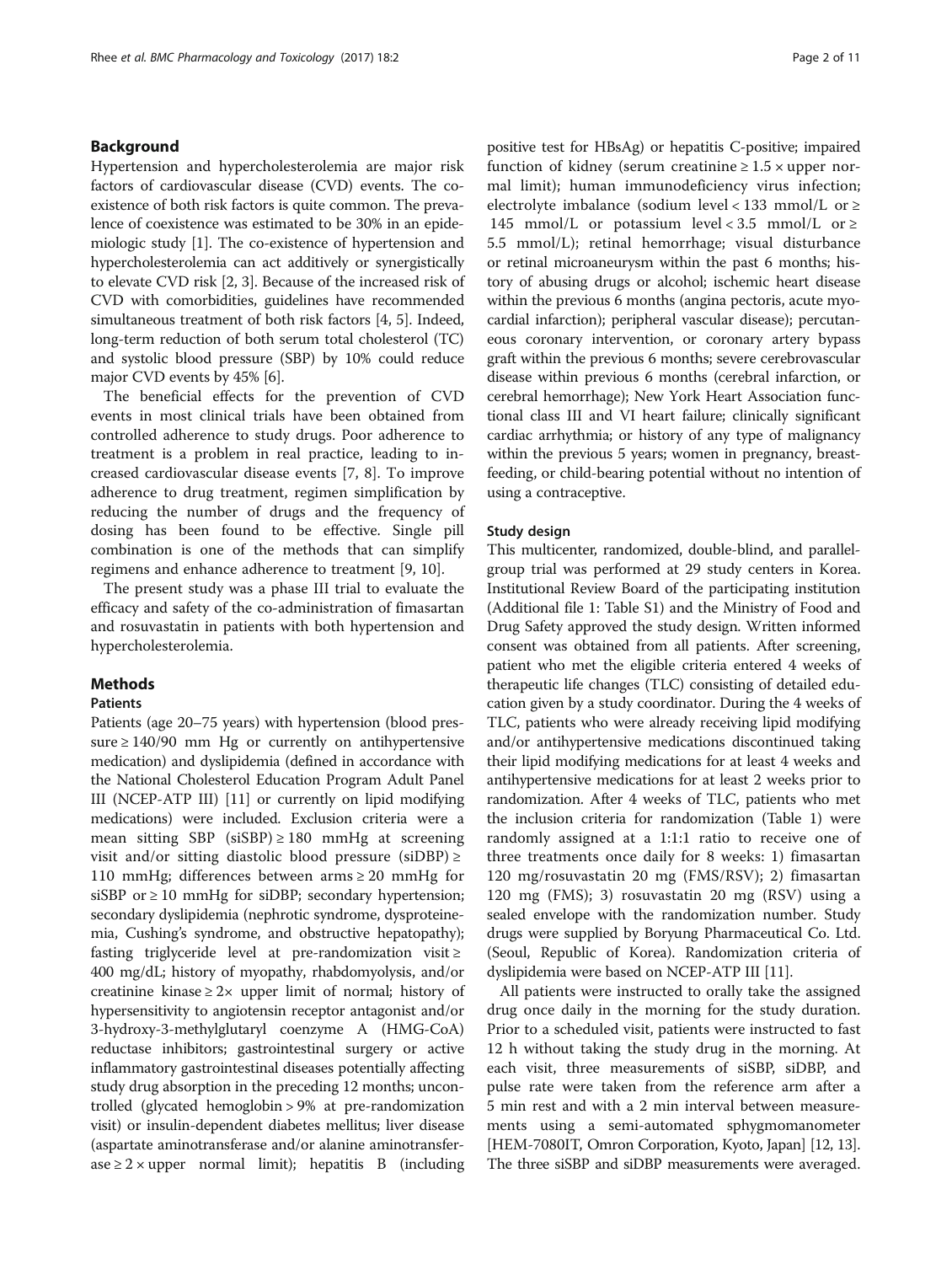## Background

Hypertension and hypercholesterolemia are major risk factors of cardiovascular disease (CVD) events. The co-existence of both risk factors is quite common. The prevalence of coexistence was estimated to be 30% in an epidemiologic study [1]. The co-existence of hypertension and hypercholesterolemia can act additively or synergistically to elevate CVD risk [2, 3]. Because of the increased risk of CVD with comorbidities, guidelines have recommended simultaneous treatment of both risk factors [4, 5]. Indeed, long-term reduction of both serum total cholesterol (TC) and systolic blood pressure (SBP) by 10% could reduce major CVD events by 45% [6].

The beneficial effects for the prevention of CVD events in most clinical trials have been obtained from controlled adherence to study drugs. Poor adherence to treatment is a problem in real practice, leading to increased cardiovascular disease events [7, 8]. To improve adherence to drug treatment, regimen simplification by reducing the number of drugs and the frequency of dosing has been found to be effective. Single pill combination is one of the methods that can simplify regimens and enhance adherence to treatment [9, 10].

The present study was a phase III trial to evaluate the efficacy and safety of the co-administration of fimasartan and rosuvastatin in patients with both hypertension and hypercholesterolemia.

## Methods

### Patients

Patients (age 20–75 years) with hypertension (blood pressure ≥ 140/90 mm Hg or currently on antihypertensive medication) and dyslipidemia (defined in accordance with the National Cholesterol Education Program Adult Panel III (NCEP-ATP III) [11] or currently on lipid modifying medications) were included. Exclusion criteria were a mean sitting SBP (siSBP) ≥ 180 mmHg at screening visit and/or sitting diastolic blood pressure (siDBP) ≥ 110 mmHg; differences between arms ≥ 20 mmHg for siSBP or ≥ 10 mmHg for siDBP; secondary hypertension; secondary dyslipidemia (nephrotic syndrome, dysproteinemia, Cushing's syndrome, and obstructive hepatopathy); fasting triglyceride level at pre-randomization visit ≥ 400 mg/dL; history of myopathy, rhabdomyolysis, and/or creatinine kinase ≥ 2× upper limit of normal; history of hypersensitivity to angiotensin receptor antagonist and/or 3-hydroxy-3-methylglutaryl coenzyme A (HMG-CoA) reductase inhibitors; gastrointestinal surgery or active inflammatory gastrointestinal diseases potentially affecting study drug absorption in the preceding 12 months; uncontrolled (glycated hemoglobin > 9% at pre-randomization visit) or insulin-dependent diabetes mellitus; liver disease (aspartate aminotransferase and/or alanine aminotransferase ≥ 2 × upper normal limit); hepatitis B (including positive test for HBsAg) or hepatitis C-positive; impaired function of kidney (serum creatinine ≥ 1.5 × upper normal limit); human immunodeficiency virus infection; electrolyte imbalance (sodium level < 133 mmol/L or ≥ 145 mmol/L or potassium level < 3.5 mmol/L or ≥ 5.5 mmol/L); retinal hemorrhage; visual disturbance or retinal microaneurysm within the past 6 months; history of abusing drugs or alcohol; ischemic heart disease within the previous 6 months (angina pectoris, acute myocardial infarction); peripheral vascular disease); percutaneous coronary intervention, or coronary artery bypass graft within the previous 6 months; severe cerebrovascular disease within previous 6 months (cerebral infarction, or cerebral hemorrhage); New York Heart Association functional class III and VI heart failure; clinically significant cardiac arrhythmia; or history of any type of malignancy within the previous 5 years; women in pregnancy, breast-feeding, or child-bearing potential without no intention of using a contraceptive.

### Study design

This multicenter, randomized, double-blind, and parallel-group trial was performed at 29 study centers in Korea. Institutional Review Board of the participating institution (Additional file 1: Table S1) and the Ministry of Food and Drug Safety approved the study design. Written informed consent was obtained from all patients. After screening, patient who met the eligible criteria entered 4 weeks of therapeutic life changes (TLC) consisting of detailed education given by a study coordinator. During the 4 weeks of TLC, patients who were already receiving lipid modifying and/or antihypertensive medications discontinued taking their lipid modifying medications for at least 4 weeks and antihypertensive medications for at least 2 weeks prior to randomization. After 4 weeks of TLC, patients who met the inclusion criteria for randomization (Table 1) were randomly assigned at a 1:1:1 ratio to receive one of three treatments once daily for 8 weeks: 1) fimasartan 120 mg/rosuvastatin 20 mg (FMS/RSV); 2) fimasartan 120 mg (FMS); 3) rosuvastatin 20 mg (RSV) using a sealed envelope with the randomization number. Study drugs were supplied by Boryung Pharmaceutical Co. Ltd. (Seoul, Republic of Korea). Randomization criteria of dyslipidemia were based on NCEP-ATP III [11].

All patients were instructed to orally take the assigned drug once daily in the morning for the study duration. Prior to a scheduled visit, patients were instructed to fast 12 h without taking the study drug in the morning. At each visit, three measurements of siSBP, siDBP, and pulse rate were taken from the reference arm after a 5 min rest and with a 2 min interval between measurements using a semi-automated sphygmomanometer [HEM-7080IT, Omron Corporation, Kyoto, Japan] [12, 13]. The three siSBP and siDBP measurements were averaged.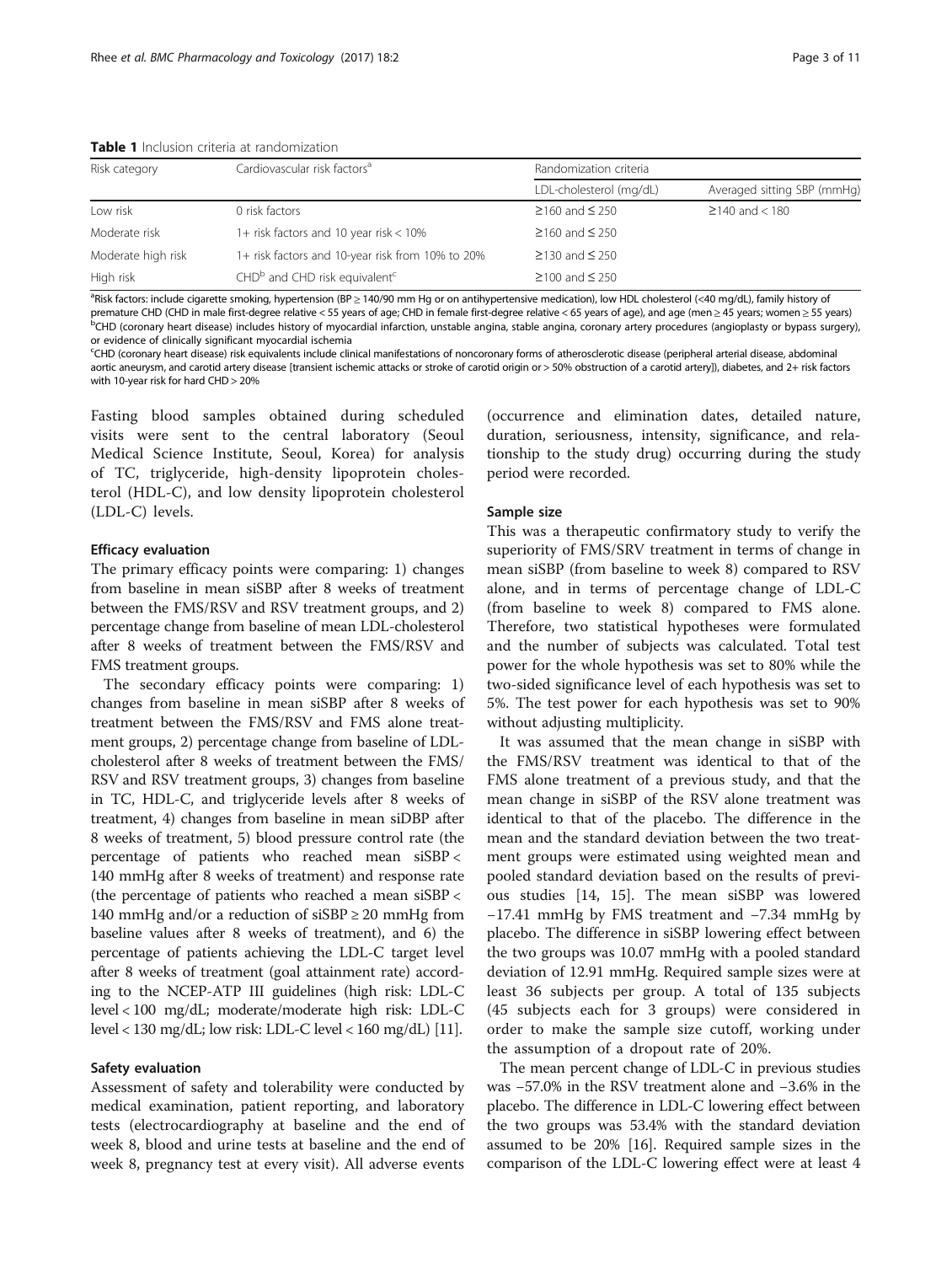**Table 1** Inclusion criteria at randomization

| Risk category | Cardiovascular risk factors[a] | Randomization criteria | |
|---|---|---|---|
| | | LDL-cholesterol (mg/dL) | Averaged sitting SBP (mmHg) |
| Low risk | 0 risk factors | ≥160 and ≤ 250 | ≥140 and < 180 |
| Moderate risk | 1+ risk factors and 10 year risk < 10% | ≥160 and ≤ 250 | |
| Moderate high risk | 1+ risk factors and 10-year risk from 10% to 20% | ≥130 and ≤ 250 | |
| High risk | CHD[b] and CHD risk equivalent[c] | ≥100 and ≤ 250 | |

[a]Risk factors: include cigarette smoking, hypertension (BP ≥ 140/90 mm Hg or on antihypertensive medication), low HDL cholesterol (<40 mg/dL), family history of premature CHD (CHD in male first-degree relative < 55 years of age; CHD in female first-degree relative < 65 years of age), and age (men ≥ 45 years; women ≥ 55 years)
[b]CHD (coronary heart disease) includes history of myocardial infarction, unstable angina, stable angina, coronary artery procedures (angioplasty or bypass surgery), or evidence of clinically significant myocardial ischemia
[c]CHD (coronary heart disease) risk equivalents include clinical manifestations of noncoronary forms of atherosclerotic disease (peripheral arterial disease, abdominal aortic aneurysm, and carotid artery disease [transient ischemic attacks or stroke of carotid origin or > 50% obstruction of a carotid artery]), diabetes, and 2+ risk factors with 10-year risk for hard CHD > 20%

Fasting blood samples obtained during scheduled visits were sent to the central laboratory (Seoul Medical Science Institute, Seoul, Korea) for analysis of TC, triglyceride, high-density lipoprotein cholesterol (HDL-C), and low density lipoprotein cholesterol (LDL-C) levels.

### Efficacy evaluation

The primary efficacy points were comparing: 1) changes from baseline in mean siSBP after 8 weeks of treatment between the FMS/RSV and RSV treatment groups, and 2) percentage change from baseline of mean LDL-cholesterol after 8 weeks of treatment between the FMS/RSV and FMS treatment groups.

The secondary efficacy points were comparing: 1) changes from baseline in mean siSBP after 8 weeks of treatment between the FMS/RSV and FMS alone treatment groups, 2) percentage change from baseline of LDL-cholesterol after 8 weeks of treatment between the FMS/RSV and RSV treatment groups, 3) changes from baseline in TC, HDL-C, and triglyceride levels after 8 weeks of treatment, 4) changes from baseline in mean siDBP after 8 weeks of treatment, 5) blood pressure control rate (the percentage of patients who reached mean siSBP < 140 mmHg after 8 weeks of treatment) and response rate (the percentage of patients who reached a mean siSBP < 140 mmHg and/or a reduction of siSBP ≥ 20 mmHg from baseline values after 8 weeks of treatment), and 6) the percentage of patients achieving the LDL-C target level after 8 weeks of treatment (goal attainment rate) according to the NCEP-ATP III guidelines (high risk: LDL-C level < 100 mg/dL; moderate/moderate high risk: LDL-C level < 130 mg/dL; low risk: LDL-C level < 160 mg/dL) [11].

### Safety evaluation

Assessment of safety and tolerability were conducted by medical examination, patient reporting, and laboratory tests (electrocardiography at baseline and the end of week 8, blood and urine tests at baseline and the end of week 8, pregnancy test at every visit). All adverse events (occurrence and elimination dates, detailed nature, duration, seriousness, intensity, significance, and relationship to the study drug) occurring during the study period were recorded.

### Sample size

This was a therapeutic confirmatory study to verify the superiority of FMS/SRV treatment in terms of change in mean siSBP (from baseline to week 8) compared to RSV alone, and in terms of percentage change of LDL-C (from baseline to week 8) compared to FMS alone. Therefore, two statistical hypotheses were formulated and the number of subjects was calculated. Total test power for the whole hypothesis was set to 80% while the two-sided significance level of each hypothesis was set to 5%. The test power for each hypothesis was set to 90% without adjusting multiplicity.

It was assumed that the mean change in siSBP with the FMS/RSV treatment was identical to that of the FMS alone treatment of a previous study, and that the mean change in siSBP of the RSV alone treatment was identical to that of the placebo. The difference in the mean and the standard deviation between the two treatment groups were estimated using weighted mean and pooled standard deviation based on the results of previous studies [14, 15]. The mean siSBP was lowered −17.41 mmHg by FMS treatment and −7.34 mmHg by placebo. The difference in siSBP lowering effect between the two groups was 10.07 mmHg with a pooled standard deviation of 12.91 mmHg. Required sample sizes were at least 36 subjects per group. A total of 135 subjects (45 subjects each for 3 groups) were considered in order to make the sample size cutoff, working under the assumption of a dropout rate of 20%.

The mean percent change of LDL-C in previous studies was −57.0% in the RSV treatment alone and −3.6% in the placebo. The difference in LDL-C lowering effect between the two groups was 53.4% with the standard deviation assumed to be 20% [16]. Required sample sizes in the comparison of the LDL-C lowering effect were at least 4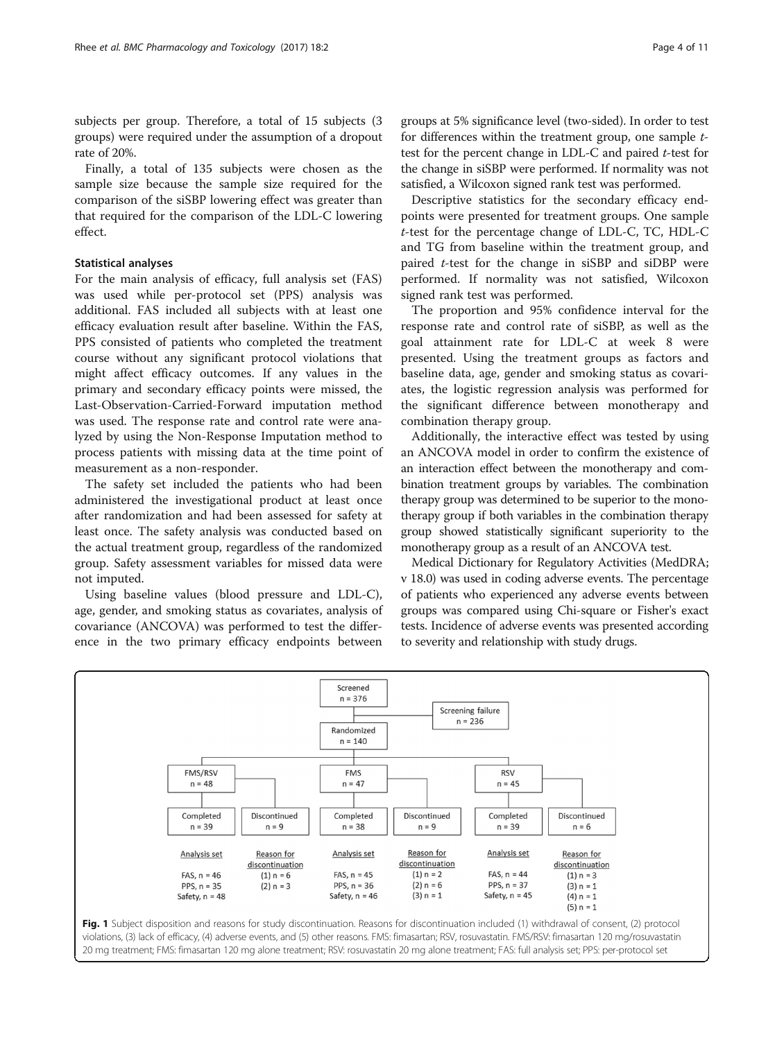subjects per group. Therefore, a total of 15 subjects (3 groups) were required under the assumption of a dropout rate of 20%.

Finally, a total of 135 subjects were chosen as the sample size because the sample size required for the comparison of the siSBP lowering effect was greater than that required for the comparison of the LDL-C lowering effect.

### Statistical analyses

For the main analysis of efficacy, full analysis set (FAS) was used while per-protocol set (PPS) analysis was additional. FAS included all subjects with at least one efficacy evaluation result after baseline. Within the FAS, PPS consisted of patients who completed the treatment course without any significant protocol violations that might affect efficacy outcomes. If any values in the primary and secondary efficacy points were missed, the Last-Observation-Carried-Forward imputation method was used. The response rate and control rate were analyzed by using the Non-Response Imputation method to process patients with missing data at the time point of measurement as a non-responder.

The safety set included the patients who had been administered the investigational product at least once after randomization and had been assessed for safety at least once. The safety analysis was conducted based on the actual treatment group, regardless of the randomized group. Safety assessment variables for missed data were not imputed.

Using baseline values (blood pressure and LDL-C), age, gender, and smoking status as covariates, analysis of covariance (ANCOVA) was performed to test the difference in the two primary efficacy endpoints between groups at 5% significance level (two-sided). In order to test for differences within the treatment group, one sample *t*-test for the percent change in LDL-C and paired *t*-test for the change in siSBP were performed. If normality was not satisfied, a Wilcoxon signed rank test was performed.

Descriptive statistics for the secondary efficacy endpoints were presented for treatment groups. One sample *t*-test for the percentage change of LDL-C, TC, HDL-C and TG from baseline within the treatment group, and paired *t*-test for the change in siSBP and siDBP were performed. If normality was not satisfied, Wilcoxon signed rank test was performed.

The proportion and 95% confidence interval for the response rate and control rate of siSBP, as well as the goal attainment rate for LDL-C at week 8 were presented. Using the treatment groups as factors and baseline data, age, gender and smoking status as covariates, the logistic regression analysis was performed for the significant difference between monotherapy and combination therapy group.

Additionally, the interactive effect was tested by using an ANCOVA model in order to confirm the existence of an interaction effect between the monotherapy and combination treatment groups by variables. The combination therapy group was determined to be superior to the monotherapy group if both variables in the combination therapy group showed statistically significant superiority to the monotherapy group as a result of an ANCOVA test.

Medical Dictionary for Regulatory Activities (MedDRA; v 18.0) was used in coding adverse events. The percentage of patients who experienced any adverse events between groups was compared using Chi-square or Fisher's exact tests. Incidence of adverse events was presented according to severity and relationship with study drugs.

Screened
n = 376

Screening failure
n = 236

Randomized
n = 140

FMS/RSV
n = 48

FMS
n = 47

RSV
n = 45

Completed
n = 39

Discontinued
n = 9

Completed
n = 38

Discontinued
n = 9

Completed
n = 39

Discontinued
n = 6

Analysis set
FAS, n = 46
PPS, n = 35
Safety, n = 48

Reason for discontinuation
(1) n = 6
(2) n = 3

Analysis set
FAS, n = 45
PPS, n = 36
Safety, n = 46

Reason for discontinuation
(1) n = 2
(2) n = 6
(3) n = 1

Analysis set
FAS, n = 44
PPS, n = 37
Safety, n = 45

Reason for discontinuation
(1) n = 3
(3) n = 1
(4) n = 1
(5) n = 1

**Fig. 1** Subject disposition and reasons for study discontinuation. Reasons for discontinuation included (1) withdrawal of consent, (2) protocol violations, (3) lack of efficacy, (4) adverse events, and (5) other reasons. FMS: fimasartan; RSV, rosuvastatin. FMS/RSV: fimasartan 120 mg/rosuvastatin 20 mg treatment; FMS: fimasartan 120 mg alone treatment; RSV: rosuvastatin 20 mg alone treatment; FAS: full analysis set; PPS: per-protocol set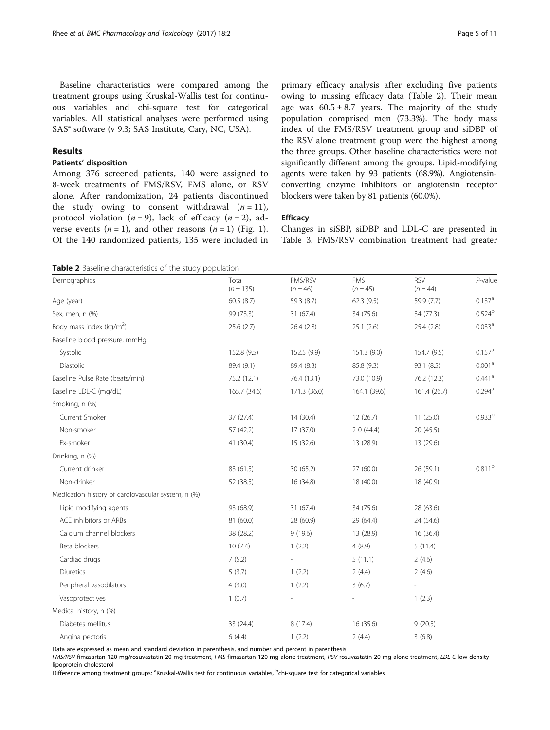Baseline characteristics were compared among the treatment groups using Kruskal-Wallis test for continuous variables and chi-square test for categorical variables. All statistical analyses were performed using SAS® software (v 9.3; SAS Institute, Cary, NC, USA).

## Results

### Patients' disposition

Among 376 screened patients, 140 were assigned to 8-week treatments of FMS/RSV, FMS alone, or RSV alone. After randomization, 24 patients discontinued the study owing to consent withdrawal ($n = 11$), protocol violation ($n = 9$), lack of efficacy ($n = 2$), adverse events ($n = 1$), and other reasons ($n = 1$) (Fig. 1). Of the 140 randomized patients, 135 were included in primary efficacy analysis after excluding five patients owing to missing efficacy data (Table 2). Their mean age was $60.5 \pm 8.7$ years. The majority of the study population comprised men (73.3%). The body mass index of the FMS/RSV treatment group and siDBP of the RSV alone treatment group were the highest among the three groups. Other baseline characteristics were not significantly different among the groups. Lipid-modifying agents were taken by 93 patients (68.9%). Angiotensin-converting enzyme inhibitors or angiotensin receptor blockers were taken by 81 patients (60.0%).

### Efficacy

Changes in siSBP, siDBP and LDL-C are presented in Table 3. FMS/RSV combination treatment had greater

**Table 2** Baseline characteristics of the study population

| Demographics | Total ($n = 135$) | FMS/RSV ($n = 46$) | FMS ($n = 45$) | RSV ($n = 44$) | *P*-value |
|---|---|---|---|---|---|
| Age (year) | 60.5 (8.7) | 59.3 (8.7) | 62.3 (9.5) | 59.9 (7.7) | 0.137[a] |
| Sex, men, n (%) | 99 (73.3) | 31 (67.4) | 34 (75.6) | 34 (77.3) | 0.524[b] |
| Body mass index (kg/m$^2$) | 25.6 (2.7) | 26.4 (2.8) | 25.1 (2.6) | 25.4 (2.8) | 0.033[a] |
| Baseline blood pressure, mmHg | | | | | |
| Systolic | 152.8 (9.5) | 152.5 (9.9) | 151.3 (9.0) | 154.7 (9.5) | 0.157[a] |
| Diastolic | 89.4 (9.1) | 89.4 (8.3) | 85.8 (9.3) | 93.1 (8.5) | 0.001[a] |
| Baseline Pulse Rate (beats/min) | 75.2 (12.1) | 76.4 (13.1) | 73.0 (10.9) | 76.2 (12.3) | 0.441[a] |
| Baseline LDL-C (mg/dL) | 165.7 (34.6) | 171.3 (36.0) | 164.1 (39.6) | 161.4 (26.7) | 0.294[a] |
| Smoking, n (%) | | | | | |
| Current Smoker | 37 (27.4) | 14 (30.4) | 12 (26.7) | 11 (25.0) | 0.933[b] |
| Non-smoker | 57 (42.2) | 17 (37.0) | 2 0 (44.4) | 20 (45.5) | |
| Ex-smoker | 41 (30.4) | 15 (32.6) | 13 (28.9) | 13 (29.6) | |
| Drinking, n (%) | | | | | |
| Current drinker | 83 (61.5) | 30 (65.2) | 27 (60.0) | 26 (59.1) | 0.811[b] |
| Non-drinker | 52 (38.5) | 16 (34.8) | 18 (40.0) | 18 (40.9) | |
| Medication history of cardiovascular system, n (%) | | | | | |
| Lipid modifying agents | 93 (68.9) | 31 (67.4) | 34 (75.6) | 28 (63.6) | |
| ACE inhibitors or ARBs | 81 (60.0) | 28 (60.9) | 29 (64.4) | 24 (54.6) | |
| Calcium channel blockers | 38 (28.2) | 9 (19.6) | 13 (28.9) | 16 (36.4) | |
| Beta blockers | 10 (7.4) | 1 (2.2) | 4 (8.9) | 5 (11.4) | |
| Cardiac drugs | 7 (5.2) | - | 5 (11.1) | 2 (4.6) | |
| Diuretics | 5 (3.7) | 1 (2.2) | 2 (4.4) | 2 (4.6) | |
| Peripheral vasodilators | 4 (3.0) | 1 (2.2) | 3 (6.7) | - | |
| Vasoprotectives | 1 (0.7) | - | - | 1 (2.3) | |
| Medical history, n (%) | | | | | |
| Diabetes mellitus | 33 (24.4) | 8 (17.4) | 16 (35.6) | 9 (20.5) | |
| Angina pectoris | 6 (4.4) | 1 (2.2) | 2 (4.4) | 3 (6.8) | |

Data are expressed as mean and standard deviation in parenthesis, and number and percent in parenthesis

*FMS/RSV* fimasartan 120 mg/rosuvastatin 20 mg treatment, *FMS* fimasartan 120 mg alone treatment, *RSV* rosuvastatin 20 mg alone treatment, *LDL-C* low-density lipoprotein cholesterol

Difference among treatment groups: [a]Kruskal-Wallis test for continuous variables, [b]chi-square test for categorical variables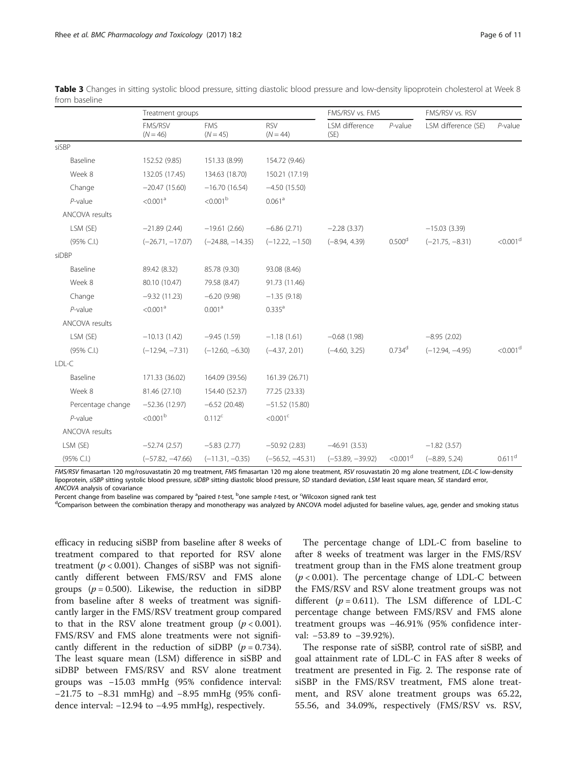**Table 3** Changes in sitting systolic blood pressure, sitting diastolic blood pressure and low-density lipoprotein cholesterol at Week 8 from baseline

| | Treatment groups | | | FMS/RSV vs. FMS | | FMS/RSV vs. RSV | |
|---|---|---|---|---|---|---|---|
| | FMS/RSV ($N = 46$) | FMS ($N = 45$) | RSV ($N = 44$) | LSM difference (SE) | *P*-value | LSM difference (SE) | *P*-value |
| siSBP | | | | | | | |
| Baseline | 152.52 (9.85) | 151.33 (8.99) | 154.72 (9.46) | | | | |
| Week 8 | 132.05 (17.45) | 134.63 (18.70) | 150.21 (17.19) | | | | |
| Change | −20.47 (15.60) | −16.70 (16.54) | −4.50 (15.50) | | | | |
| *P*-value | <0.001[a] | <0.001[b] | 0.061[a] | | | | |
| ANCOVA results | | | | | | | |
| LSM (SE) | −21.89 (2.44) | −19.61 (2.66) | −6.86 (2.71) | −2.28 (3.37) | | −15.03 (3.39) | |
| (95% C.I.) | (−26.71, −17.07) | (−24.88, −14.35) | (−12.22, −1.50) | (−8.94, 4.39) | 0.500[d] | (−21.75, −8.31) | <0.001[d] |
| siDBP | | | | | | | |
| Baseline | 89.42 (8.32) | 85.78 (9.30) | 93.08 (8.46) | | | | |
| Week 8 | 80.10 (10.47) | 79.58 (8.47) | 91.73 (11.46) | | | | |
| Change | −9.32 (11.23) | −6.20 (9.98) | −1.35 (9.18) | | | | |
| *P*-value | <0.001[a] | 0.001[a] | 0.335[a] | | | | |
| ANCOVA results | | | | | | | |
| LSM (SE) | −10.13 (1.42) | −9.45 (1.59) | −1.18 (1.61) | −0.68 (1.98) | | −8.95 (2.02) | |
| (95% C.I.) | (−12.94, −7.31) | (−12.60, −6.30) | (−4.37, 2.01) | (−4.60, 3.25) | 0.734[d] | (−12.94, −4.95) | <0.001[d] |
| LDL-C | | | | | | | |
| Baseline | 171.33 (36.02) | 164.09 (39.56) | 161.39 (26.71) | | | | |
| Week 8 | 81.46 (27.10) | 154.40 (52.37) | 77.25 (23.33) | | | | |
| Percentage change | −52.36 (12.97) | −6.52 (20.48) | −51.52 (15.80) | | | | |
| *P*-value | <0.001[b] | 0.112[c] | <0.001[c] | | | | |
| ANCOVA results | | | | | | | |
| LSM (SE) | −52.74 (2.57) | −5.83 (2.77) | −50.92 (2.83) | −46.91 (3.53) | | −1.82 (3.57) | |
| (95% C.I.) | (−57.82, −47.66) | (−11.31, −0.35) | (−56.52, −45.31) | (−53.89, −39.92) | <0.001[d] | (−8.89, 5.24) | 0.611[d] |

*FMS/RSV* fimasartan 120 mg/rosuvastatin 20 mg treatment, *FMS* fimasartan 120 mg alone treatment, *RSV* rosuvastatin 20 mg alone treatment, *LDL-C* low-density lipoprotein, *siSBP* sitting systolic blood pressure, *siDBP* sitting diastolic blood pressure, *SD* standard deviation, *LSM* least square mean, *SE* standard error, *ANCOVA* analysis of covariance

Percent change from baseline was compared by [a]paired *t*-test, [b]one sample *t*-test, or [c]Wilcoxon signed rank test

[d]Comparison between the combination therapy and monotherapy was analyzed by ANCOVA model adjusted for baseline values, age, gender and smoking status

efficacy in reducing siSBP from baseline after 8 weeks of treatment compared to that reported for RSV alone treatment ($p < 0.001$). Changes of siSBP was not significantly different between FMS/RSV and FMS alone groups ($p = 0.500$). Likewise, the reduction in siDBP from baseline after 8 weeks of treatment was significantly larger in the FMS/RSV treatment group compared to that in the RSV alone treatment group ($p < 0.001$). FMS/RSV and FMS alone treatments were not significantly different in the reduction of siDBP ($p = 0.734$). The least square mean (LSM) difference in siSBP and siDBP between FMS/RSV and RSV alone treatment groups was −15.03 mmHg (95% confidence interval: −21.75 to −8.31 mmHg) and −8.95 mmHg (95% confidence interval: −12.94 to −4.95 mmHg), respectively.

The percentage change of LDL-C from baseline to after 8 weeks of treatment was larger in the FMS/RSV treatment group than in the FMS alone treatment group ($p < 0.001$). The percentage change of LDL-C between the FMS/RSV and RSV alone treatment groups was not different ($p = 0.611$). The LSM difference of LDL-C percentage change between FMS/RSV and FMS alone treatment groups was −46.91% (95% confidence interval: −53.89 to −39.92%).

The response rate of siSBP, control rate of siSBP, and goal attainment rate of LDL-C in FAS after 8 weeks of treatment are presented in Fig. 2. The response rate of siSBP in the FMS/RSV treatment, FMS alone treatment, and RSV alone treatment groups was 65.22, 55.56, and 34.09%, respectively (FMS/RSV vs. RSV,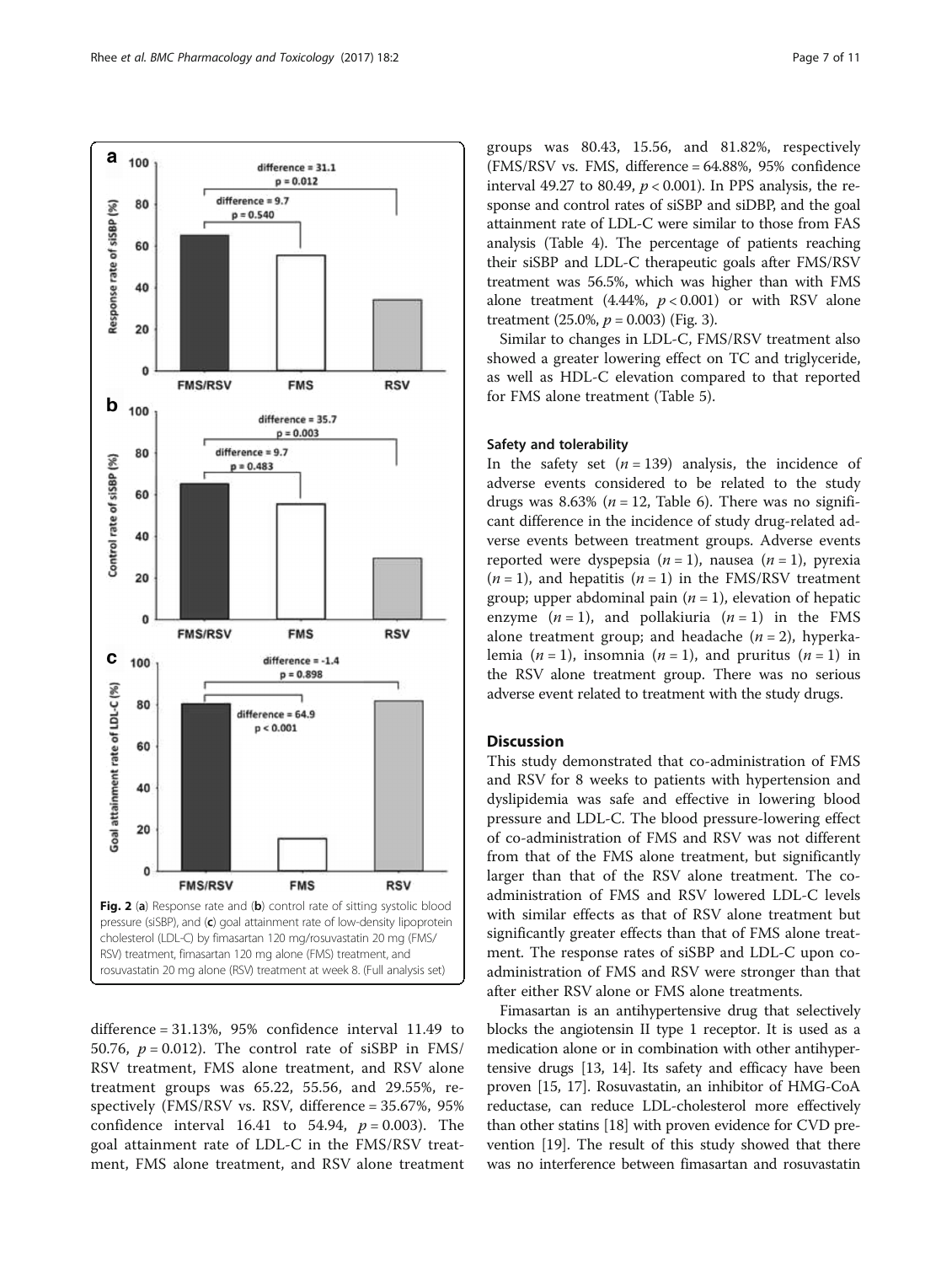**a**

Response rate of siSBP (%)

difference = 31.1
p = 0.012

difference = 9.7
p = 0.540

FMS/RSV FMS RSV

**b**

Control rate of siSBP (%)

difference = 35.7
p = 0.003

difference = 9.7
p = 0.483

FMS/RSV FMS RSV

**c**

Goal attainment rate of LDL-C (%)

difference = -1.4
p = 0.898

difference = 64.9
p < 0.001

FMS/RSV FMS RSV

**Fig. 2** (**a**) Response rate and (**b**) control rate of sitting systolic blood pressure (siSBP), and (**c**) goal attainment rate of low-density lipoprotein cholesterol (LDL-C) by fimasartan 120 mg/rosuvastatin 20 mg (FMS/RSV) treatment, fimasartan 120 mg alone (FMS) treatment, and rosuvastatin 20 mg alone (RSV) treatment at week 8. (Full analysis set)

difference = 31.13%, 95% confidence interval 11.49 to 50.76, $p = 0.012$). The control rate of siSBP in FMS/RSV treatment, FMS alone treatment, and RSV alone treatment groups was 65.22, 55.56, and 29.55%, respectively (FMS/RSV vs. RSV, difference = 35.67%, 95% confidence interval 16.41 to 54.94, $p = 0.003$). The goal attainment rate of LDL-C in the FMS/RSV treatment, FMS alone treatment, and RSV alone treatment groups was 80.43, 15.56, and 81.82%, respectively (FMS/RSV vs. FMS, difference = 64.88%, 95% confidence interval 49.27 to 80.49, $p < 0.001$). In PPS analysis, the response and control rates of siSBP and siDBP, and the goal attainment rate of LDL-C were similar to those from FAS analysis (Table 4). The percentage of patients reaching their siSBP and LDL-C therapeutic goals after FMS/RSV treatment was 56.5%, which was higher than with FMS alone treatment (4.44%, $p < 0.001$) or with RSV alone treatment (25.0%, $p = 0.003$) (Fig. 3).

Similar to changes in LDL-C, FMS/RSV treatment also showed a greater lowering effect on TC and triglyceride, as well as HDL-C elevation compared to that reported for FMS alone treatment (Table 5).

### Safety and tolerability

In the safety set ($n = 139$) analysis, the incidence of adverse events considered to be related to the study drugs was 8.63% ($n = 12$, Table 6). There was no significant difference in the incidence of study drug-related adverse events between treatment groups. Adverse events reported were dyspepsia ($n = 1$), nausea ($n = 1$), pyrexia ($n = 1$), and hepatitis ($n = 1$) in the FMS/RSV treatment group; upper abdominal pain ($n = 1$), elevation of hepatic enzyme ($n = 1$), and pollakiuria ($n = 1$) in the FMS alone treatment group; and headache ($n = 2$), hyperkalemia ($n = 1$), insomnia ($n = 1$), and pruritus ($n = 1$) in the RSV alone treatment group. There was no serious adverse event related to treatment with the study drugs.

## Discussion

This study demonstrated that co-administration of FMS and RSV for 8 weeks to patients with hypertension and dyslipidemia was safe and effective in lowering blood pressure and LDL-C. The blood pressure-lowering effect of co-administration of FMS and RSV was not different from that of the FMS alone treatment, but significantly larger than that of the RSV alone treatment. The co-administration of FMS and RSV lowered LDL-C levels with similar effects as that of RSV alone treatment but significantly greater effects than that of FMS alone treatment. The response rates of siSBP and LDL-C upon co-administration of FMS and RSV were stronger than that after either RSV alone or FMS alone treatments.

Fimasartan is an antihypertensive drug that selectively blocks the angiotensin II type 1 receptor. It is used as a medication alone or in combination with other antihypertensive drugs [13, 14]. Its safety and efficacy have been proven [15, 17]. Rosuvastatin, an inhibitor of HMG-CoA reductase, can reduce LDL-cholesterol more effectively than other statins [18] with proven evidence for CVD prevention [19]. The result of this study showed that there was no interference between fimasartan and rosuvastatin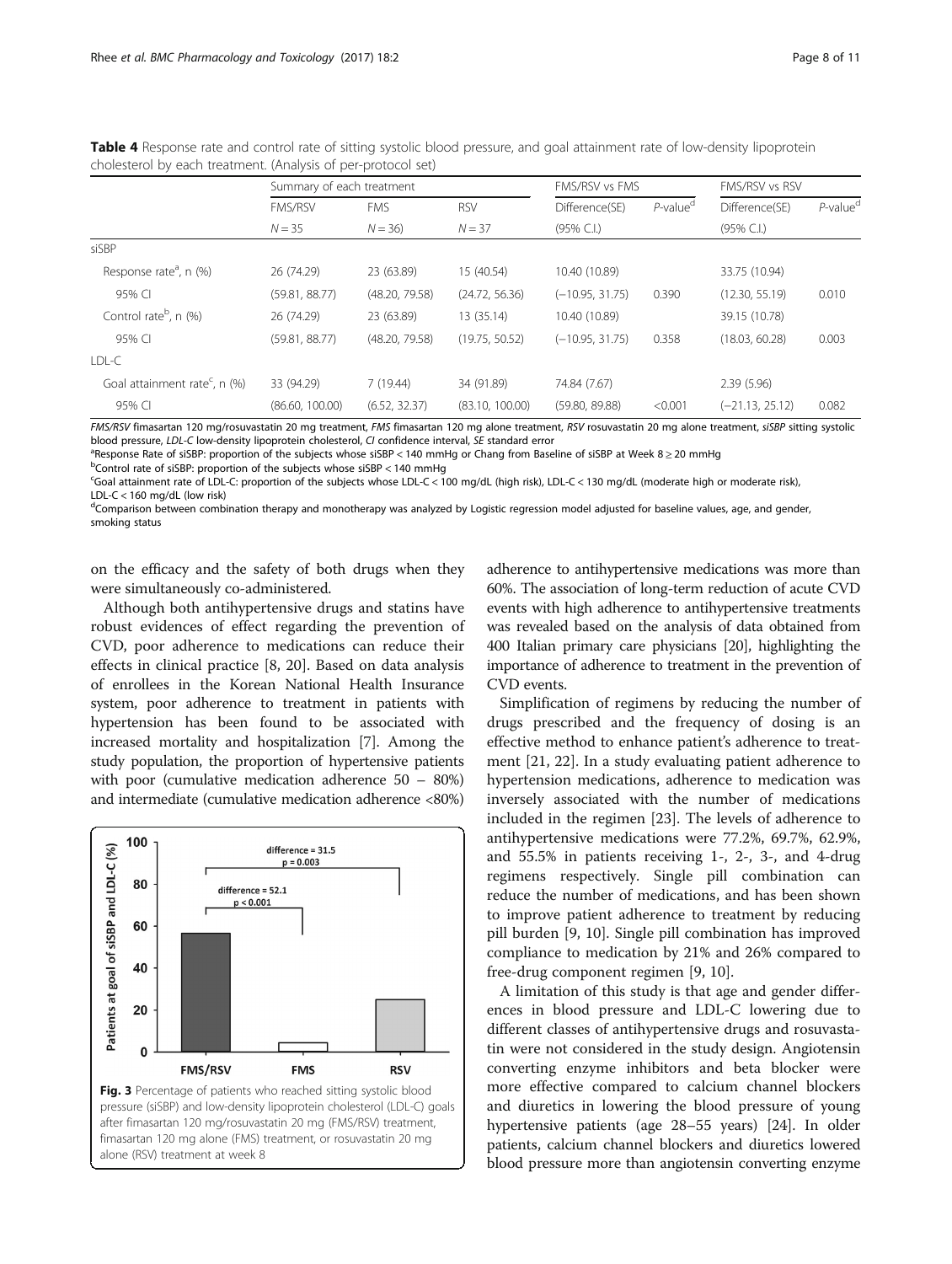**Table 4** Response rate and control rate of sitting systolic blood pressure, and goal attainment rate of low-density lipoprotein cholesterol by each treatment. (Analysis of per-protocol set)

| | Summary of each treatment | | | FMS/RSV vs FMS | | FMS/RSV vs RSV | |
|---|---|---|---|---|---|---|---|
| | FMS/RSV | FMS | RSV | Difference(SE) | *P*-value[d] | Difference(SE) | *P*-value[d] |
| | *N* = 35 | *N* = 36) | *N* = 37 | (95% C.I.) | | (95% C.I.) | |
| siSBP | | | | | | | |
| Response rate[a], n (%) | 26 (74.29) | 23 (63.89) | 15 (40.54) | 10.40 (10.89) | | 33.75 (10.94) | |
| 95% CI | (59.81, 88.77) | (48.20, 79.58) | (24.72, 56.36) | (−10.95, 31.75) | 0.390 | (12.30, 55.19) | 0.010 |
| Control rate[b], n (%) | 26 (74.29) | 23 (63.89) | 13 (35.14) | 10.40 (10.89) | | 39.15 (10.78) | |
| 95% CI | (59.81, 88.77) | (48.20, 79.58) | (19.75, 50.52) | (−10.95, 31.75) | 0.358 | (18.03, 60.28) | 0.003 |
| LDL-C | | | | | | | |
| Goal attainment rate[c], n (%) | 33 (94.29) | 7 (19.44) | 34 (91.89) | 74.84 (7.67) | | 2.39 (5.96) | |
| 95% CI | (86.60, 100.00) | (6.52, 32.37) | (83.10, 100.00) | (59.80, 89.88) | <0.001 | (−21.13, 25.12) | 0.082 |

*FMS/RSV* fimasartan 120 mg/rosuvastatin 20 mg treatment, *FMS* fimasartan 120 mg alone treatment, *RSV* rosuvastatin 20 mg alone treatment, *siSBP* sitting systolic blood pressure, *LDL-C* low-density lipoprotein cholesterol, *CI* confidence interval, *SE* standard error

[a]Response Rate of siSBP: proportion of the subjects whose siSBP < 140 mmHg or Chang from Baseline of siSBP at Week 8 ≥ 20 mmHg

[b]Control rate of siSBP: proportion of the subjects whose siSBP < 140 mmHg

[c]Goal attainment rate of LDL-C: proportion of the subjects whose LDL-C < 100 mg/dL (high risk), LDL-C < 130 mg/dL (moderate high or moderate risk), LDL-C < 160 mg/dL (low risk)

[d]Comparison between combination therapy and monotherapy was analyzed by Logistic regression model adjusted for baseline values, age, and gender, smoking status

on the efficacy and the safety of both drugs when they were simultaneously co-administered.

Although both antihypertensive drugs and statins have robust evidences of effect regarding the prevention of CVD, poor adherence to medications can reduce their effects in clinical practice [8, 20]. Based on data analysis of enrollees in the Korean National Health Insurance system, poor adherence to treatment in patients with hypertension has been found to be associated with increased mortality and hospitalization [7]. Among the study population, the proportion of hypertensive patients with poor (cumulative medication adherence 50 – 80%) and intermediate (cumulative medication adherence <80%) adherence to antihypertensive medications was more than 60%. The association of long-term reduction of acute CVD events with high adherence to antihypertensive treatments was revealed based on the analysis of data obtained from 400 Italian primary care physicians [20], highlighting the importance of adherence to treatment in the prevention of CVD events.

Patients at goal of siSBP and LDL-C (%)
100
80
60
40
20
0
difference = 31.5
p = 0.003
difference = 52.1
p < 0.001
FMS/RSV
FMS
RSV

**Fig. 3** Percentage of patients who reached sitting systolic blood pressure (siSBP) and low-density lipoprotein cholesterol (LDL-C) goals after fimasartan 120 mg/rosuvastatin 20 mg (FMS/RSV) treatment, fimasartan 120 mg alone (FMS) treatment, or rosuvastatin 20 mg alone (RSV) treatment at week 8

Simplification of regimens by reducing the number of drugs prescribed and the frequency of dosing is an effective method to enhance patient's adherence to treatment [21, 22]. In a study evaluating patient adherence to hypertension medications, adherence to medication was inversely associated with the number of medications included in the regimen [23]. The levels of adherence to antihypertensive medications were 77.2%, 69.7%, 62.9%, and 55.5% in patients receiving 1-, 2-, 3-, and 4-drug regimens respectively. Single pill combination can reduce the number of medications, and has been shown to improve patient adherence to treatment by reducing pill burden [9, 10]. Single pill combination has improved compliance to medication by 21% and 26% compared to free-drug component regimen [9, 10].

A limitation of this study is that age and gender differences in blood pressure and LDL-C lowering due to different classes of antihypertensive drugs and rosuvastatin were not considered in the study design. Angiotensin converting enzyme inhibitors and beta blocker were more effective compared to calcium channel blockers and diuretics in lowering the blood pressure of young hypertensive patients (age 28–55 years) [24]. In older patients, calcium channel blockers and diuretics lowered blood pressure more than angiotensin converting enzyme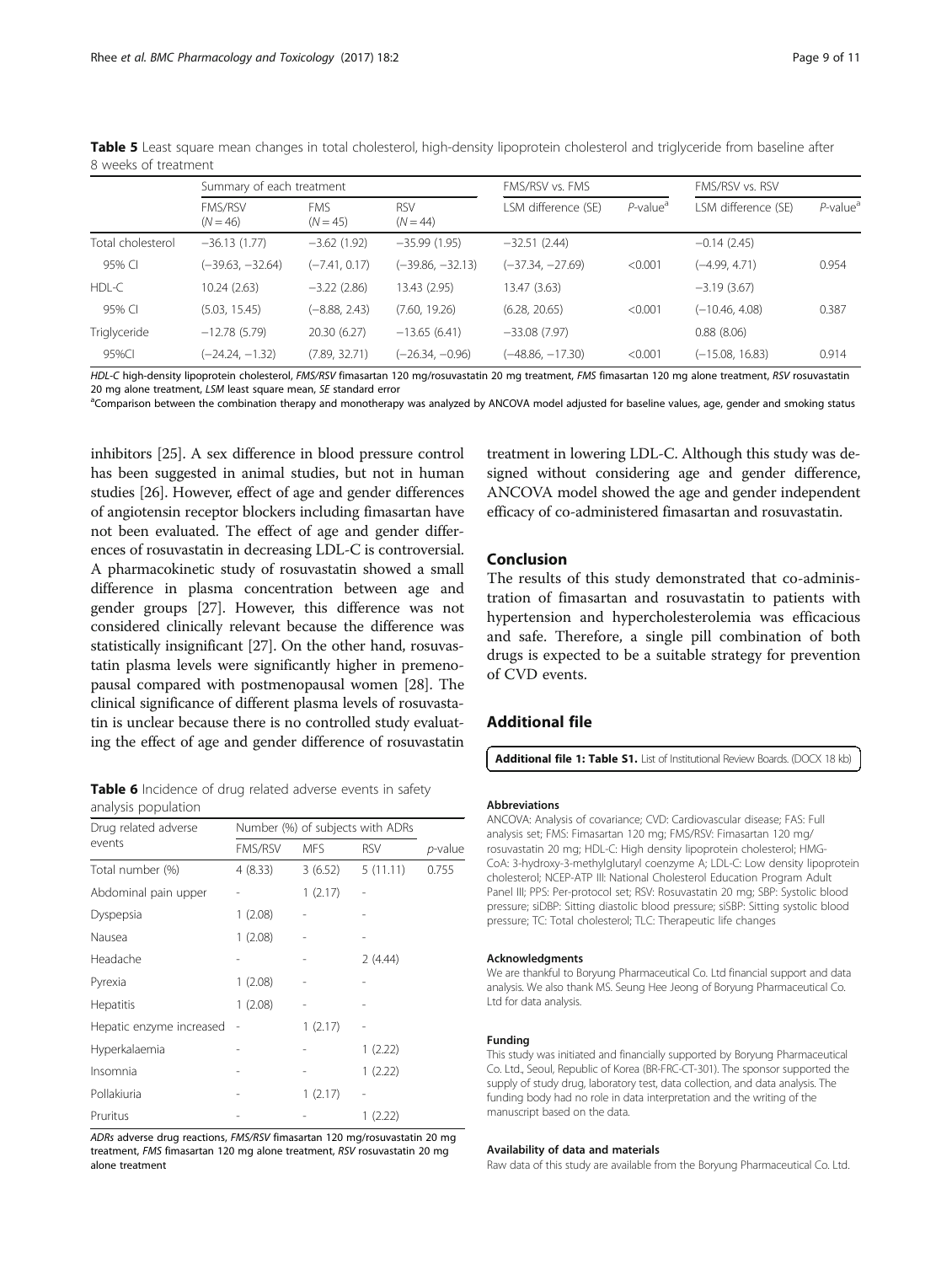**Table 5** Least square mean changes in total cholesterol, high-density lipoprotein cholesterol and triglyceride from baseline after 8 weeks of treatment

| | Summary of each treatment | | | FMS/RSV vs. FMS | | FMS/RSV vs. RSV | |
|---|---|---|---|---|---|---|---|
| | FMS/RSV ($N = 46$) | FMS ($N = 45$) | RSV ($N = 44$) | LSM difference (SE) | $P$-value[a] | LSM difference (SE) | $P$-value[a] |
| Total cholesterol | −36.13 (1.77) | −3.62 (1.92) | −35.99 (1.95) | −32.51 (2.44) | | −0.14 (2.45) | |
| 95% CI | (−39.63, −32.64) | (−7.41, 0.17) | (−39.86, −32.13) | (−37.34, −27.69) | <0.001 | (−4.99, 4.71) | 0.954 |
| HDL-C | 10.24 (2.63) | −3.22 (2.86) | 13.43 (2.95) | 13.47 (3.63) | | −3.19 (3.67) | |
| 95% CI | (5.03, 15.45) | (−8.88, 2.43) | (7.60, 19.26) | (6.28, 20.65) | <0.001 | (−10.46, 4.08) | 0.387 |
| Triglyceride | −12.78 (5.79) | 20.30 (6.27) | −13.65 (6.41) | −33.08 (7.97) | | 0.88 (8.06) | |
| 95%CI | (−24.24, −1.32) | (7.89, 32.71) | (−26.34, −0.96) | (−48.86, −17.30) | <0.001 | (−15.08, 16.83) | 0.914 |

*HDL-C* high-density lipoprotein cholesterol, *FMS/RSV* fimasartan 120 mg/rosuvastatin 20 mg treatment, *FMS* fimasartan 120 mg alone treatment, *RSV* rosuvastatin 20 mg alone treatment, *LSM* least square mean, *SE* standard error

[a]Comparison between the combination therapy and monotherapy was analyzed by ANCOVA model adjusted for baseline values, age, gender and smoking status

inhibitors [25]. A sex difference in blood pressure control has been suggested in animal studies, but not in human studies [26]. However, effect of age and gender differences of angiotensin receptor blockers including fimasartan have not been evaluated. The effect of age and gender differences of rosuvastatin in decreasing LDL-C is controversial. A pharmacokinetic study of rosuvastatin showed a small difference in plasma concentration between age and gender groups [27]. However, this difference was not considered clinically relevant because the difference was statistically insignificant [27]. On the other hand, rosuvastatin plasma levels were significantly higher in premenopausal compared with postmenopausal women [28]. The clinical significance of different plasma levels of rosuvastatin is unclear because there is no controlled study evaluating the effect of age and gender difference of rosuvastatin treatment in lowering LDL-C. Although this study was designed without considering age and gender difference, ANCOVA model showed the age and gender independent efficacy of co-administered fimasartan and rosuvastatin.

**Table 6** Incidence of drug related adverse events in safety analysis population

| Drug related adverse events | Number (%) of subjects with ADRs | | | |
|---|---|---|---|---|
| | FMS/RSV | MFS | RSV | $p$-value |
| Total number (%) | 4 (8.33) | 3 (6.52) | 5 (11.11) | 0.755 |
| Abdominal pain upper | - | 1 (2.17) | - | |
| Dyspepsia | 1 (2.08) | - | - | |
| Nausea | 1 (2.08) | - | - | |
| Headache | - | - | 2 (4.44) | |
| Pyrexia | 1 (2.08) | - | - | |
| Hepatitis | 1 (2.08) | - | - | |
| Hepatic enzyme increased | - | 1 (2.17) | - | |
| Hyperkalaemia | - | - | 1 (2.22) | |
| Insomnia | - | - | 1 (2.22) | |
| Pollakiuria | - | 1 (2.17) | - | |
| Pruritus | - | - | 1 (2.22) | |

*ADRs* adverse drug reactions, *FMS/RSV* fimasartan 120 mg/rosuvastatin 20 mg treatment, *FMS* fimasartan 120 mg alone treatment, *RSV* rosuvastatin 20 mg alone treatment

## Conclusion

The results of this study demonstrated that co-administration of fimasartan and rosuvastatin to patients with hypertension and hypercholesterolemia was efficacious and safe. Therefore, a single pill combination of both drugs is expected to be a suitable strategy for prevention of CVD events.

## Additional file

**Additional file 1: Table S1.** List of Institutional Review Boards. (DOCX 18 kb)

#### Abbreviations

ANCOVA: Analysis of covariance; CVD: Cardiovascular disease; FAS: Full analysis set; FMS: Fimasartan 120 mg; FMS/RSV: Fimasartan 120 mg/rosuvastatin 20 mg; HDL-C: High density lipoprotein cholesterol; HMG-CoA: 3-hydroxy-3-methylglutaryl coenzyme A; LDL-C: Low density lipoprotein cholesterol; NCEP-ATP III: National Cholesterol Education Program Adult Panel III; PPS: Per-protocol set; RSV: Rosuvastatin 20 mg; SBP: Systolic blood pressure; siDBP: Sitting diastolic blood pressure; siSBP: Sitting systolic blood pressure; TC: Total cholesterol; TLC: Therapeutic life changes

#### Acknowledgments

We are thankful to Boryung Pharmaceutical Co. Ltd financial support and data analysis. We also thank MS. Seung Hee Jeong of Boryung Pharmaceutical Co. Ltd for data analysis.

#### Funding

This study was initiated and financially supported by Boryung Pharmaceutical Co. Ltd., Seoul, Republic of Korea (BR-FRC-CT-301). The sponsor supported the supply of study drug, laboratory test, data collection, and data analysis. The funding body had no role in data interpretation and the writing of the manuscript based on the data.

#### Availability of data and materials

Raw data of this study are available from the Boryung Pharmaceutical Co. Ltd.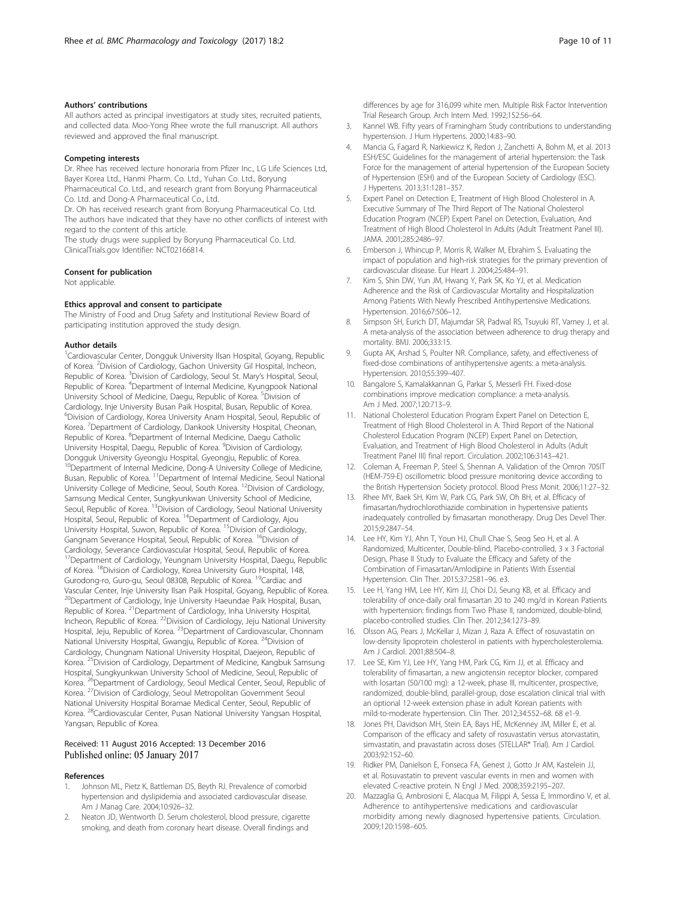#### Authors' contributions

All authors acted as principal investigators at study sites, recruited patients, and collected data. Moo-Yong Rhee wrote the full manuscript. All authors reviewed and approved the final manuscript.

#### Competing interests

Dr. Rhee has received lecture honoraria from Pfizer Inc., LG Life Sciences Ltd, Bayer Korea Ltd., Hanmi Pharm. Co. Ltd., Yuhan Co. Ltd., Boryung Pharmaceutical Co. Ltd., and research grant from Boryung Pharmaceutical Co. Ltd. and Dong-A Pharmaceutical Co., Ltd.

Dr. Oh has received research grant from Boryung Pharmaceutical Co. Ltd. The authors have indicated that they have no other conflicts of interest with regard to the content of this article.

The study drugs were supplied by Boryung Pharmaceutical Co. Ltd. ClinicalTrials.gov Identifier: NCT02166814.

#### Consent for publication

Not applicable.

#### Ethics approval and consent to participate

The Ministry of Food and Drug Safety and Institutional Review Board of participating institution approved the study design.

#### Author details

[1]Cardiovascular Center, Dongguk University Ilsan Hospital, Goyang, Republic of Korea. [2]Division of Cardiology, Gachon University Gil Hospital, Incheon, Republic of Korea. [3]Division of Cardiology, Seoul St. Mary's Hospital, Seoul, Republic of Korea. [4]Department of Internal Medicine, Kyungpook National University School of Medicine, Daegu, Republic of Korea. [5]Division of Cardiology, Inje University Busan Paik Hospital, Busan, Republic of Korea. [6]Division of Cardiology, Korea University Anam Hospital, Seoul, Republic of Korea. [7]Department of Cardiology, Dankook University Hospital, Cheonan, Republic of Korea. [8]Department of Internal Medicine, Daegu Catholic University Hospital, Daegu, Republic of Korea. [9]Division of Cardiology, Dongguk University Gyeongju Hospital, Gyeongju, Republic of Korea. [10]Department of Internal Medicine, Dong-A University College of Medicine, Busan, Republic of Korea. [11]Department of Internal Medicine, Seoul National University College of Medicine, Seoul, South Korea. [12]Division of Cardiology, Samsung Medical Center, Sungkyunkwan University School of Medicine, Seoul, Republic of Korea. [13]Division of Cardiology, Seoul National University Hospital, Seoul, Republic of Korea. [14]Department of Cardiology, Ajou University Hospital, Suwon, Republic of Korea. [15]Division of Cardiology, Gangnam Severance Hospital, Seoul, Republic of Korea. [16]Division of Cardiology, Severance Cardiovascular Hospital, Seoul, Republic of Korea. [17]Department of Cardiology, Yeungnam University Hospital, Daegu, Republic of Korea. [18]Division of Cardiology, Korea University Guro Hospital, 148, Gurodong-ro, Guro-gu, Seoul 08308, Republic of Korea. [19]Cardiac and Vascular Center, Inje University Ilsan Paik Hospital, Goyang, Republic of Korea. [20]Department of Cardiology, Inje University Haeundae Paik Hospital, Busan, Republic of Korea. [21]Department of Cardiology, Inha University Hospital, Incheon, Republic of Korea. [22]Division of Cardiology, Jeju National University Hospital, Jeju, Republic of Korea. [23]Department of Cardiovascular, Chonnam National University Hospital, Gwangju, Republic of Korea. [24]Division of Cardiology, Chungnam National University Hospital, Daejeon, Republic of Korea. [25]Division of Cardiology, Department of Medicine, Kangbuk Samsung Hospital, Sungkyunkwan University School of Medicine, Seoul, Republic of Korea. [26]Department of Cardiology, Seoul Medical Center, Seoul, Republic of Korea. [27]Division of Cardiology, Seoul Metropolitan Government Seoul National University Hospital Boramae Medical Center, Seoul, Republic of Korea. [28]Cardiovascular Center, Pusan National University Yangsan Hospital, Yangsan, Republic of Korea.

Received: 11 August 2016 Accepted: 13 December 2016
Published online: 05 January 2017

#### References

1. Johnson ML, Pietz K, Battleman DS, Beyth RJ. Prevalence of comorbid hypertension and dyslipidemia and associated cardiovascular disease. Am J Manag Care. 2004;10:926–32.
2. Neaton JD, Wentworth D. Serum cholesterol, blood pressure, cigarette smoking, and death from coronary heart disease. Overall findings and differences by age for 316,099 white men. Multiple Risk Factor Intervention Trial Research Group. Arch Intern Med. 1992;152:56–64.
3. Kannel WB. Fifty years of Framingham Study contributions to understanding hypertension. J Hum Hypertens. 2000;14:83–90.
4. Mancia G, Fagard R, Narkiewicz K, Redon J, Zanchetti A, Bohm M, et al. 2013 ESH/ESC Guidelines for the management of arterial hypertension: the Task Force for the management of arterial hypertension of the European Society of Hypertension (ESH) and of the European Society of Cardiology (ESC). J Hypertens. 2013;31:1281–357.
5. Expert Panel on Detection E, Treatment of High Blood Cholesterol in A. Executive Summary of The Third Report of The National Cholesterol Education Program (NCEP) Expert Panel on Detection, Evaluation, And Treatment of High Blood Cholesterol In Adults (Adult Treatment Panel III). JAMA. 2001;285:2486–97.
6. Emberson J, Whincup P, Morris R, Walker M, Ebrahim S. Evaluating the impact of population and high-risk strategies for the primary prevention of cardiovascular disease. Eur Heart J. 2004;25:484–91.
7. Kim S, Shin DW, Yun JM, Hwang Y, Park SK, Ko YJ, et al. Medication Adherence and the Risk of Cardiovascular Mortality and Hospitalization Among Patients With Newly Prescribed Antihypertensive Medications. Hypertension. 2016;67:506–12.
8. Simpson SH, Eurich DT, Majumdar SR, Padwal RS, Tsuyuki RT, Varney J, et al. A meta-analysis of the association between adherence to drug therapy and mortality. BMJ. 2006;333:15.
9. Gupta AK, Arshad S, Poulter NR. Compliance, safety, and effectiveness of fixed-dose combinations of antihypertensive agents: a meta-analysis. Hypertension. 2010;55:399–407.
10. Bangalore S, Kamalakkannan G, Parkar S, Messerli FH. Fixed-dose combinations improve medication compliance: a meta-analysis. Am J Med. 2007;120:713–9.
11. National Cholesterol Education Program Expert Panel on Detection E, Treatment of High Blood Cholesterol in A. Third Report of the National Cholesterol Education Program (NCEP) Expert Panel on Detection, Evaluation, and Treatment of High Blood Cholesterol in Adults (Adult Treatment Panel III) final report. Circulation. 2002;106:3143–421.
12. Coleman A, Freeman P, Steel S, Shennan A. Validation of the Omron 705IT (HEM-759-E) oscillometric blood pressure monitoring device according to the British Hypertension Society protocol. Blood Press Monit. 2006;11:27–32.
13. Rhee MY, Baek SH, Kim W, Park CG, Park SW, Oh BH, et al. Efficacy of fimasartan/hydrochlorothiazide combination in hypertensive patients inadequately controlled by fimasartan monotherapy. Drug Des Devel Ther. 2015;9:2847–54.
14. Lee HY, Kim YJ, Ahn T, Youn HJ, Chull Chae S, Seog Seo H, et al. A Randomized, Multicenter, Double-blind, Placebo-controlled, 3 x 3 Factorial Design, Phase II Study to Evaluate the Efficacy and Safety of the Combination of Fimasartan/Amlodipine in Patients With Essential Hypertension. Clin Ther. 2015;37:2581–96. e3.
15. Lee H, Yang HM, Lee HY, Kim JJ, Choi DJ, Seung KB, et al. Efficacy and tolerability of once-daily oral fimasartan 20 to 240 mg/d in Korean Patients with hypertension: findings from Two Phase II, randomized, double-blind, placebo-controlled studies. Clin Ther. 2012;34:1273–89.
16. Olsson AG, Pears J, McKellar J, Mizan J, Raza A. Effect of rosuvastatin on low-density lipoprotein cholesterol in patients with hypercholesterolemia. Am J Cardiol. 2001;88:504–8.
17. Lee SE, Kim YJ, Lee HY, Yang HM, Park CG, Kim JJ, et al. Efficacy and tolerability of fimasartan, a new angiotensin receptor blocker, compared with losartan (50/100 mg): a 12-week, phase III, multicenter, prospective, randomized, double-blind, parallel-group, dose escalation clinical trial with an optional 12-week extension phase in adult Korean patients with mild-to-moderate hypertension. Clin Ther. 2012;34:552–68. 68 e1-9.
18. Jones PH, Davidson MH, Stein EA, Bays HE, McKenney JM, Miller E, et al. Comparison of the efficacy and safety of rosuvastatin versus atorvastatin, simvastatin, and pravastatin across doses (STELLAR* Trial). Am J Cardiol. 2003;92:152–60.
19. Ridker PM, Danielson E, Fonseca FA, Genest J, Gotto Jr AM, Kastelein JJ, et al. Rosuvastatin to prevent vascular events in men and women with elevated C-reactive protein. N Engl J Med. 2008;359:2195–207.
20. Mazzaglia G, Ambrosioni E, Alacqua M, Filippi A, Sessa E, Immordino V, et al. Adherence to antihypertensive medications and cardiovascular morbidity among newly diagnosed hypertensive patients. Circulation. 2009;120:1598–605.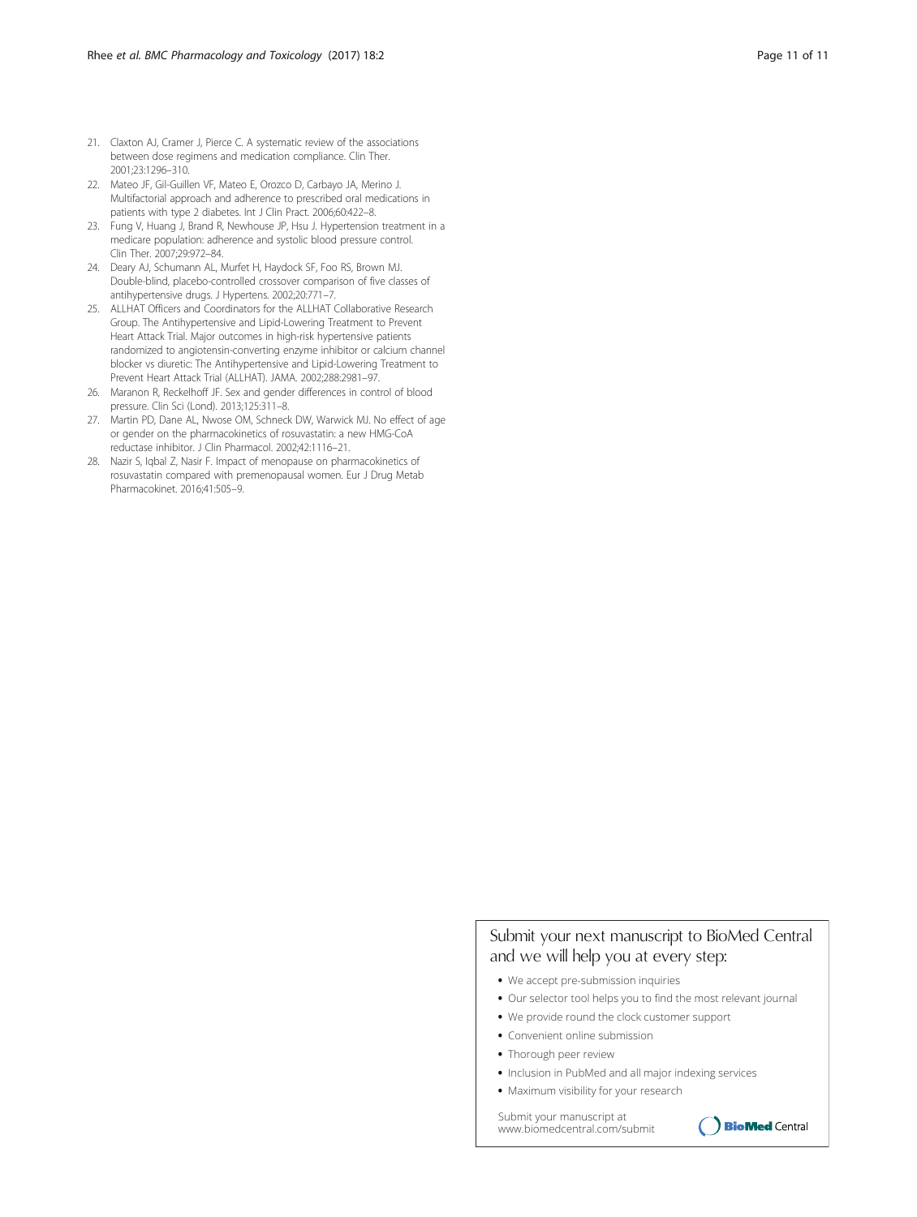21. Claxton AJ, Cramer J, Pierce C. A systematic review of the associations between dose regimens and medication compliance. Clin Ther. 2001;23:1296–310.
22. Mateo JF, Gil-Guillen VF, Mateo E, Orozco D, Carbayo JA, Merino J. Multifactorial approach and adherence to prescribed oral medications in patients with type 2 diabetes. Int J Clin Pract. 2006;60:422–8.
23. Fung V, Huang J, Brand R, Newhouse JP, Hsu J. Hypertension treatment in a medicare population: adherence and systolic blood pressure control. Clin Ther. 2007;29:972–84.
24. Deary AJ, Schumann AL, Murfet H, Haydock SF, Foo RS, Brown MJ. Double-blind, placebo-controlled crossover comparison of five classes of antihypertensive drugs. J Hypertens. 2002;20:771–7.
25. ALLHAT Officers and Coordinators for the ALLHAT Collaborative Research Group. The Antihypertensive and Lipid-Lowering Treatment to Prevent Heart Attack Trial. Major outcomes in high-risk hypertensive patients randomized to angiotensin-converting enzyme inhibitor or calcium channel blocker vs diuretic: The Antihypertensive and Lipid-Lowering Treatment to Prevent Heart Attack Trial (ALLHAT). JAMA. 2002;288:2981–97.
26. Maranon R, Reckelhoff JF. Sex and gender differences in control of blood pressure. Clin Sci (Lond). 2013;125:311–8.
27. Martin PD, Dane AL, Nwose OM, Schneck DW, Warwick MJ. No effect of age or gender on the pharmacokinetics of rosuvastatin: a new HMG-CoA reductase inhibitor. J Clin Pharmacol. 2002;42:1116–21.
28. Nazir S, Iqbal Z, Nasir F. Impact of menopause on pharmacokinetics of rosuvastatin compared with premenopausal women. Eur J Drug Metab Pharmacokinet. 2016;41:505–9.

Submit your next manuscript to BioMed Central and we will help you at every step:

- We accept pre-submission inquiries
- Our selector tool helps you to find the most relevant journal
- We provide round the clock customer support
- Convenient online submission
- Thorough peer review
- Inclusion in PubMed and all major indexing services
- Maximum visibility for your research

Submit your manuscript at
www.biomedcentral.com/submit

BioMed Central